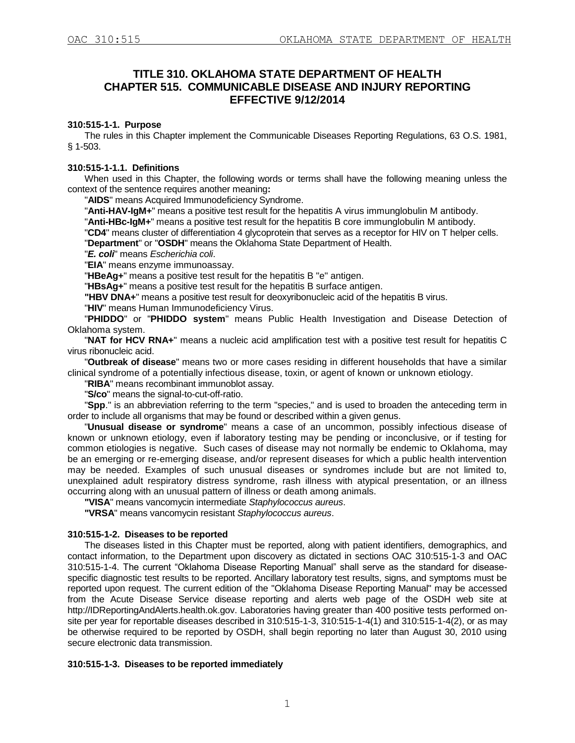# TITLE 310. OKLAHOMA STATE DEPARTMENT OF HEALTH
# CHAPTER 515. COMMUNICABLE DISEASE AND INJURY REPORTING
# EFFECTIVE 9/12/2014

### 310:515-1-1. Purpose

The rules in this Chapter implement the Communicable Diseases Reporting Regulations, 63 O.S. 1981, § 1-503.

### 310:515-1-1.1. Definitions

When used in this Chapter, the following words or terms shall have the following meaning unless the context of the sentence requires another meaning**:**

"**AIDS**" means Acquired Immunodeficiency Syndrome.

"**Anti-HAV-IgM+**" means a positive test result for the hepatitis A virus immunglobulin M antibody.

"**Anti-HBc-IgM+**" means a positive test result for the hepatitis B core immunglobulin M antibody.

"**CD4**" means cluster of differentiation 4 glycoprotein that serves as a receptor for HIV on T helper cells.

"**Department**" or "**OSDH**" means the Oklahoma State Department of Health.

"***E. coli***" means *Escherichia coli*.

"**EIA**" means enzyme immunoassay.

"**HBeAg+**" means a positive test result for the hepatitis B "e" antigen.

"**HBsAg+**" means a positive test result for the hepatitis B surface antigen.

**"HBV DNA+**" means a positive test result for deoxyribonucleic acid of the hepatitis B virus.

"**HIV**" means Human Immunodeficiency Virus.

"**PHIDDO**" or "**PHIDDO system**" means Public Health Investigation and Disease Detection of Oklahoma system.

"**NAT for HCV RNA+**" means a nucleic acid amplification test with a positive test result for hepatitis C virus ribonucleic acid.

"**Outbreak of disease**" means two or more cases residing in different households that have a similar clinical syndrome of a potentially infectious disease, toxin, or agent of known or unknown etiology.

"**RIBA**" means recombinant immunoblot assay.

"**S/co**" means the signal-to-cut-off-ratio.

"**Spp**." is an abbreviation referring to the term "species," and is used to broaden the anteceding term in order to include all organisms that may be found or described within a given genus.

"**Unusual disease or syndrome**" means a case of an uncommon, possibly infectious disease of known or unknown etiology, even if laboratory testing may be pending or inconclusive, or if testing for common etiologies is negative. Such cases of disease may not normally be endemic to Oklahoma, may be an emerging or re-emerging disease, and/or represent diseases for which a public health intervention may be needed. Examples of such unusual diseases or syndromes include but are not limited to, unexplained adult respiratory distress syndrome, rash illness with atypical presentation, or an illness occurring along with an unusual pattern of illness or death among animals.

**"VISA**" means vancomycin intermediate *Staphylococcus aureus*.

**"VRSA**" means vancomycin resistant *Staphylococcus aureus*.

### 310:515-1-2. Diseases to be reported

The diseases listed in this Chapter must be reported, along with patient identifiers, demographics, and contact information, to the Department upon discovery as dictated in sections OAC 310:515-1-3 and OAC 310:515-1-4. The current "Oklahoma Disease Reporting Manual" shall serve as the standard for disease-specific diagnostic test results to be reported. Ancillary laboratory test results, signs, and symptoms must be reported upon request. The current edition of the "Oklahoma Disease Reporting Manual" may be accessed from the Acute Disease Service disease reporting and alerts web page of the OSDH web site at http://IDReportingAndAlerts.health.ok.gov. Laboratories having greater than 400 positive tests performed on-site per year for reportable diseases described in 310:515-1-3, 310:515-1-4(1) and 310:515-1-4(2), or as may be otherwise required to be reported by OSDH, shall begin reporting no later than August 30, 2010 using secure electronic data transmission.

### 310:515-1-3. Diseases to be reported immediately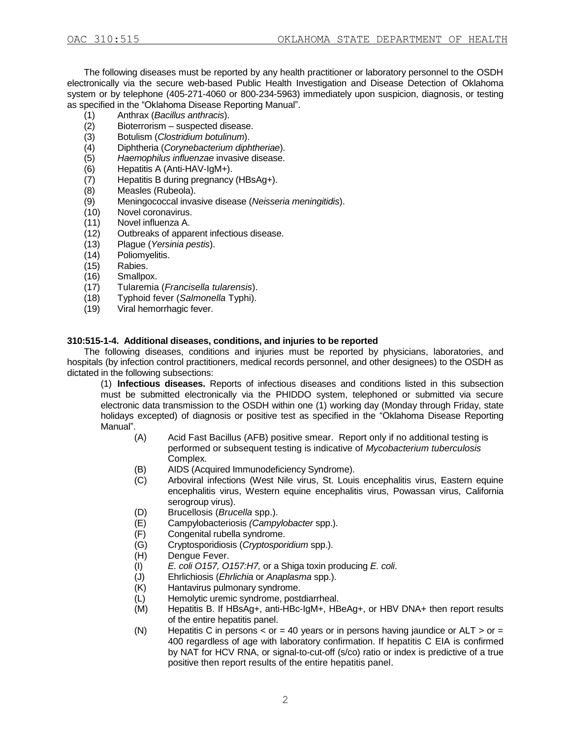The following diseases must be reported by any health practitioner or laboratory personnel to the OSDH electronically via the secure web-based Public Health Investigation and Disease Detection of Oklahoma system or by telephone (405-271-4060 or 800-234-5963) immediately upon suspicion, diagnosis, or testing as specified in the "Oklahoma Disease Reporting Manual".

(1) Anthrax (*Bacillus anthracis*).
(2) Bioterrorism – suspected disease.
(3) Botulism (*Clostridium botulinum*).
(4) Diphtheria (*Corynebacterium diphtheriae*).
(5) *Haemophilus influenzae* invasive disease.
(6) Hepatitis A (Anti-HAV-IgM+).
(7) Hepatitis B during pregnancy (HBsAg+).
(8) Measles (Rubeola).
(9) Meningococcal invasive disease (*Neisseria meningitidis*).
(10) Novel coronavirus.
(11) Novel influenza A.
(12) Outbreaks of apparent infectious disease.
(13) Plague (*Yersinia pestis*).
(14) Poliomyelitis.
(15) Rabies.
(16) Smallpox.
(17) Tularemia (*Francisella tularensis*).
(18) Typhoid fever (*Salmonella* Typhi).
(19) Viral hemorrhagic fever.

**310:515-1-4. Additional diseases, conditions, and injuries to be reported**

The following diseases, conditions and injuries must be reported by physicians, laboratories, and hospitals (by infection control practitioners, medical records personnel, and other designees) to the OSDH as dictated in the following subsections:

(1) **Infectious diseases.** Reports of infectious diseases and conditions listed in this subsection must be submitted electronically via the PHIDDO system, telephoned or submitted via secure electronic data transmission to the OSDH within one (1) working day (Monday through Friday, state holidays excepted) of diagnosis or positive test as specified in the "Oklahoma Disease Reporting Manual".

(A) Acid Fast Bacillus (AFB) positive smear. Report only if no additional testing is performed or subsequent testing is indicative of *Mycobacterium tuberculosis* Complex*.*
(B) AIDS (Acquired Immunodeficiency Syndrome).
(C) Arboviral infections (West Nile virus, St. Louis encephalitis virus, Eastern equine encephalitis virus, Western equine encephalitis virus, Powassan virus, California serogroup virus).
(D) Brucellosis (*Brucella* spp.).
(E) Campylobacteriosis *(Campylobacter* spp.).
(F) Congenital rubella syndrome.
(G) Cryptosporidiosis (*Cryptosporidium* spp.).
(H) Dengue Fever.
(I) *E. coli O157, O157:H7,* or a Shiga toxin producing *E. coli*.
(J) Ehrlichiosis (*Ehrlichia* or *Anaplasma* spp.).
(K) Hantavirus pulmonary syndrome.
(L) Hemolytic uremic syndrome, postdiarrheal.
(M) Hepatitis B. If HBsAg+, anti-HBc-IgM+, HBeAg+, or HBV DNA+ then report results of the entire hepatitis panel.
(N) Hepatitis C in persons < or = 40 years or in persons having jaundice or ALT > or = 400 regardless of age with laboratory confirmation. If hepatitis C EIA is confirmed by NAT for HCV RNA, or signal-to-cut-off (s/co) ratio or index is predictive of a true positive then report results of the entire hepatitis panel.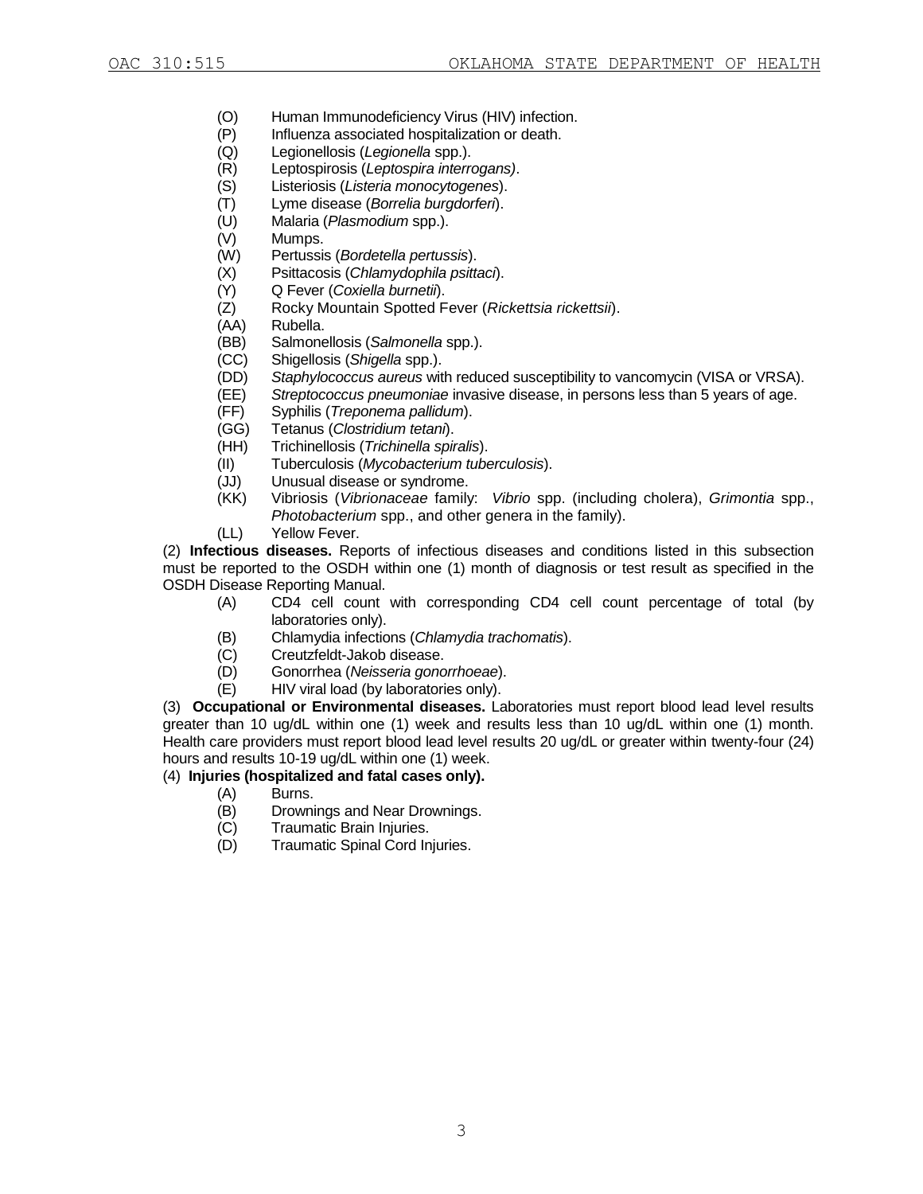(O) Human Immunodeficiency Virus (HIV) infection.
(P) Influenza associated hospitalization or death.
(Q) Legionellosis (*Legionella* spp.).
(R) Leptospirosis (*Leptospira interrogans)*.
(S) Listeriosis (*Listeria monocytogenes*).
(T) Lyme disease (*Borrelia burgdorferi*).
(U) Malaria (*Plasmodium* spp.).
(V) Mumps.
(W) Pertussis (*Bordetella pertussis*).
(X) Psittacosis (*Chlamydophila psittaci*).
(Y) Q Fever (*Coxiella burnetii*).
(Z) Rocky Mountain Spotted Fever (*Rickettsia rickettsii*).
(AA) Rubella.
(BB) Salmonellosis (*Salmonella* spp.).
(CC) Shigellosis (*Shigella* spp.).
(DD) *Staphylococcus aureus* with reduced susceptibility to vancomycin (VISA or VRSA).
(EE) *Streptococcus pneumoniae* invasive disease, in persons less than 5 years of age.
(FF) Syphilis (*Treponema pallidum*).
(GG) Tetanus (*Clostridium tetani*).
(HH) Trichinellosis (*Trichinella spiralis*).
(II) Tuberculosis (*Mycobacterium tuberculosis*).
(JJ) Unusual disease or syndrome.
(KK) Vibriosis (*Vibrionaceae* family: *Vibrio* spp. (including cholera), *Grimontia* spp., *Photobacterium* spp., and other genera in the family).
(LL) Yellow Fever.

(2) **Infectious diseases.** Reports of infectious diseases and conditions listed in this subsection must be reported to the OSDH within one (1) month of diagnosis or test result as specified in the OSDH Disease Reporting Manual.

(A) CD4 cell count with corresponding CD4 cell count percentage of total (by laboratories only).
(B) Chlamydia infections (*Chlamydia trachomatis*).
(C) Creutzfeldt-Jakob disease.
(D) Gonorrhea (*Neisseria gonorrhoeae*).
(E) HIV viral load (by laboratories only).

(3) **Occupational or Environmental diseases.** Laboratories must report blood lead level results greater than 10 ug/dL within one (1) week and results less than 10 ug/dL within one (1) month. Health care providers must report blood lead level results 20 ug/dL or greater within twenty-four (24) hours and results 10-19 ug/dL within one (1) week.

(4) **Injuries (hospitalized and fatal cases only).**

(A) Burns.
(B) Drownings and Near Drownings.
(C) Traumatic Brain Injuries.
(D) Traumatic Spinal Cord Injuries.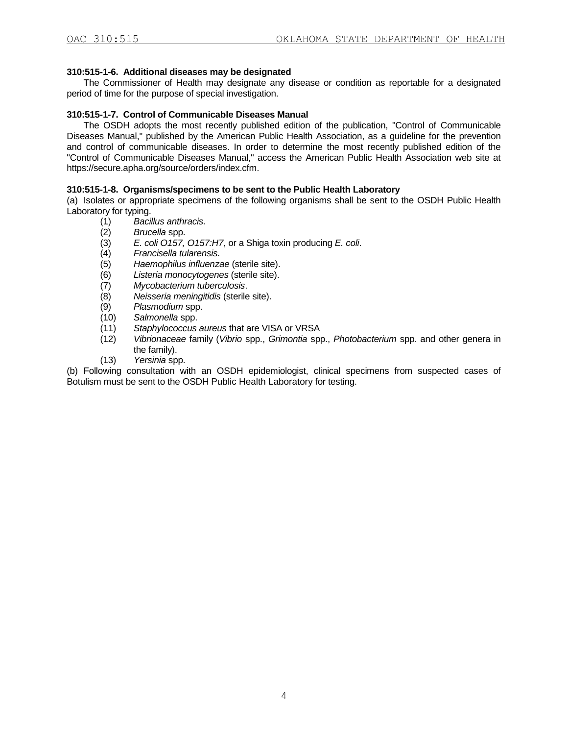### 310:515-1-6. Additional diseases may be designated

The Commissioner of Health may designate any disease or condition as reportable for a designated period of time for the purpose of special investigation.

### 310:515-1-7. Control of Communicable Diseases Manual

The OSDH adopts the most recently published edition of the publication, "Control of Communicable Diseases Manual," published by the American Public Health Association, as a guideline for the prevention and control of communicable diseases. In order to determine the most recently published edition of the "Control of Communicable Diseases Manual," access the American Public Health Association web site at https://secure.apha.org/source/orders/index.cfm.

### 310:515-1-8. Organisms/specimens to be sent to the Public Health Laboratory

(a) Isolates or appropriate specimens of the following organisms shall be sent to the OSDH Public Health Laboratory for typing.

- (1) *Bacillus anthracis.*
- (2) *Brucella* spp.
- (3) *E. coli O157, O157:H7*, or a Shiga toxin producing *E. coli*.
- (4) *Francisella tularensis.*
- (5) *Haemophilus influenzae* (sterile site).
- (6) *Listeria monocytogenes* (sterile site).
- (7) *Mycobacterium tuberculosis*.
- (8) *Neisseria meningitidis* (sterile site).
- (9) *Plasmodium* spp.
- (10) *Salmonella* spp.
- (11) *Staphylococcus aureus* that are VISA or VRSA
- (12) *Vibrionaceae* family (*Vibrio* spp., *Grimontia* spp., *Photobacterium* spp. and other genera in the family).
- (13) *Yersinia* spp.

(b) Following consultation with an OSDH epidemiologist, clinical specimens from suspected cases of Botulism must be sent to the OSDH Public Health Laboratory for testing.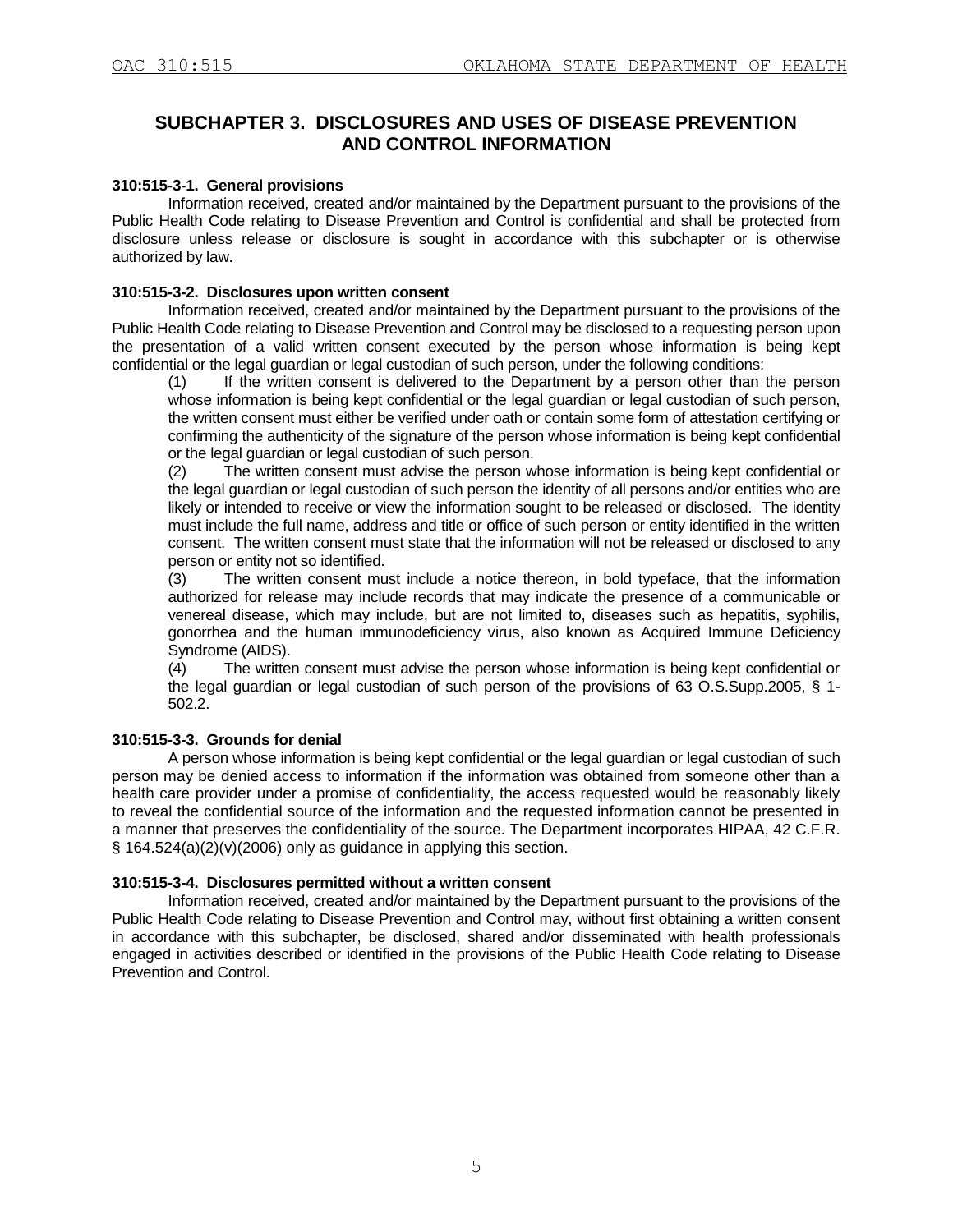## SUBCHAPTER 3. DISCLOSURES AND USES OF DISEASE PREVENTION AND CONTROL INFORMATION

**310:515-3-1. General provisions**

Information received, created and/or maintained by the Department pursuant to the provisions of the Public Health Code relating to Disease Prevention and Control is confidential and shall be protected from disclosure unless release or disclosure is sought in accordance with this subchapter or is otherwise authorized by law.

**310:515-3-2. Disclosures upon written consent**

Information received, created and/or maintained by the Department pursuant to the provisions of the Public Health Code relating to Disease Prevention and Control may be disclosed to a requesting person upon the presentation of a valid written consent executed by the person whose information is being kept confidential or the legal guardian or legal custodian of such person, under the following conditions:

(1) If the written consent is delivered to the Department by a person other than the person whose information is being kept confidential or the legal guardian or legal custodian of such person, the written consent must either be verified under oath or contain some form of attestation certifying or confirming the authenticity of the signature of the person whose information is being kept confidential or the legal guardian or legal custodian of such person.

(2) The written consent must advise the person whose information is being kept confidential or the legal guardian or legal custodian of such person the identity of all persons and/or entities who are likely or intended to receive or view the information sought to be released or disclosed. The identity must include the full name, address and title or office of such person or entity identified in the written consent. The written consent must state that the information will not be released or disclosed to any person or entity not so identified.

(3) The written consent must include a notice thereon, in bold typeface, that the information authorized for release may include records that may indicate the presence of a communicable or venereal disease, which may include, but are not limited to, diseases such as hepatitis, syphilis, gonorrhea and the human immunodeficiency virus, also known as Acquired Immune Deficiency Syndrome (AIDS).

(4) The written consent must advise the person whose information is being kept confidential or the legal guardian or legal custodian of such person of the provisions of 63 O.S.Supp.2005, § 1-502.2.

**310:515-3-3. Grounds for denial**

A person whose information is being kept confidential or the legal guardian or legal custodian of such person may be denied access to information if the information was obtained from someone other than a health care provider under a promise of confidentiality, the access requested would be reasonably likely to reveal the confidential source of the information and the requested information cannot be presented in a manner that preserves the confidentiality of the source. The Department incorporates HIPAA, 42 C.F.R. § 164.524(a)(2)(v)(2006) only as guidance in applying this section.

**310:515-3-4. Disclosures permitted without a written consent**

Information received, created and/or maintained by the Department pursuant to the provisions of the Public Health Code relating to Disease Prevention and Control may, without first obtaining a written consent in accordance with this subchapter, be disclosed, shared and/or disseminated with health professionals engaged in activities described or identified in the provisions of the Public Health Code relating to Disease Prevention and Control.